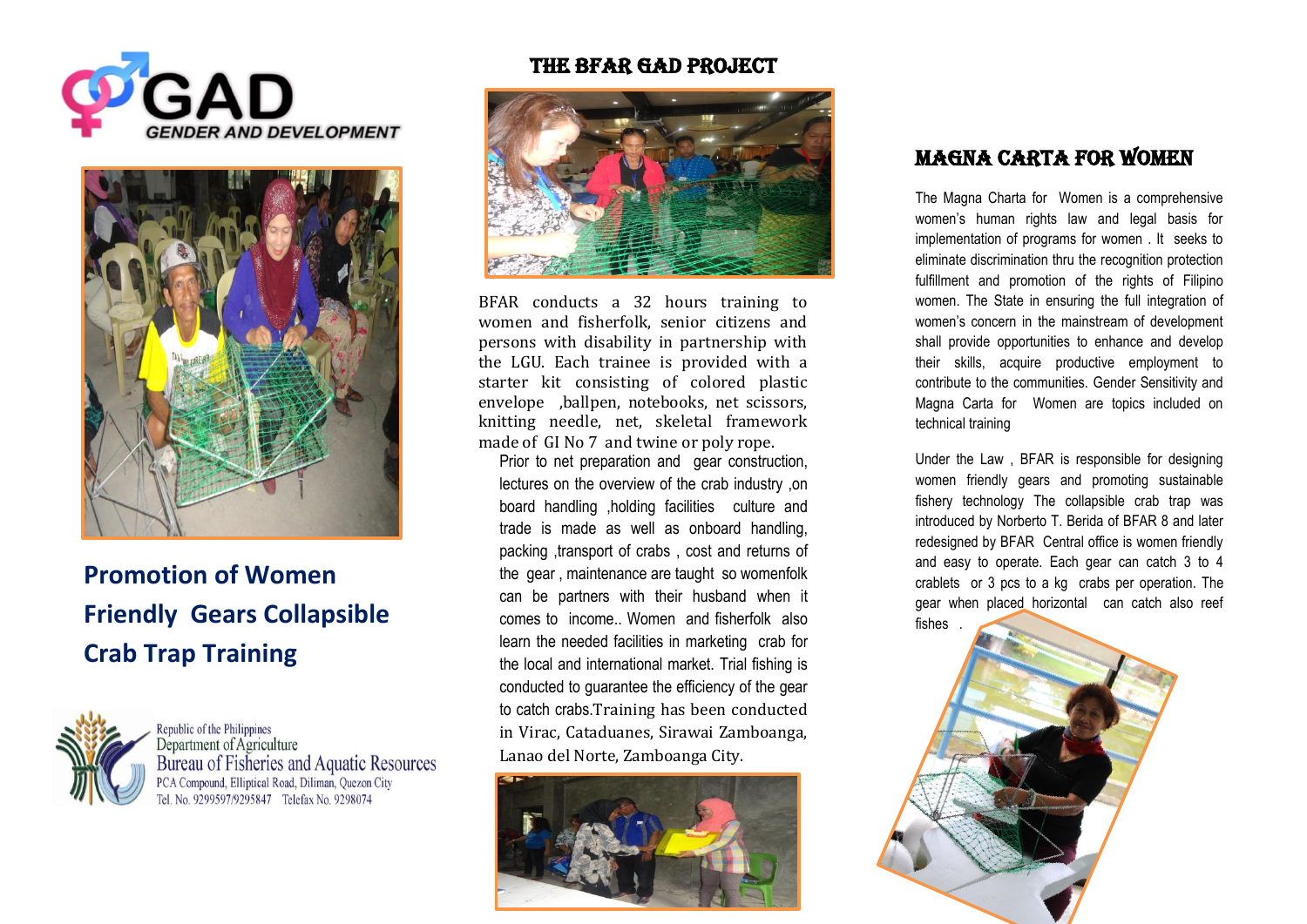GAD
GENDER AND DEVELOPMENT

# Promotion of Women Friendly Gears Collapsible Crab Trap Training

Republic of the Philippines
Department of Agriculture
Bureau of Fisheries and Aquatic Resources
PCA Compound, Elliptical Road, Diliman, Quezon City
Tel. No. 9299597/9295847 Telefax No. 9298074

## THE BFAR GAD PROJECT

BFAR conducts a 32 hours training to women and fisherfolk, senior citizens and persons with disability in partnership with the LGU. Each trainee is provided with a starter kit consisting of colored plastic envelope ,ballpen, notebooks, net scissors, knitting needle, net, skeletal framework made of GI No 7 and twine or poly rope.

Prior to net preparation and gear construction, lectures on the overview of the crab industry ,on board handling ,holding facilities culture and trade is made as well as onboard handling, packing ,transport of crabs , cost and returns of the gear , maintenance are taught so womenfolk can be partners with their husband when it comes to income.. Women and fisherfolk also learn the needed facilities in marketing crab for the local and international market. Trial fishing is conducted to guarantee the efficiency of the gear to catch crabs.Training has been conducted in Virac, Cataduanes, Sirawai Zamboanga, Lanao del Norte, Zamboanga City.

## MAGNA CARTA FOR WOMEN

The Magna Charta for Women is a comprehensive women's human rights law and legal basis for implementation of programs for women . It seeks to eliminate discrimination thru the recognition protection fulfillment and promotion of the rights of Filipino women. The State in ensuring the full integration of women's concern in the mainstream of development shall provide opportunities to enhance and develop their skills, acquire productive employment to contribute to the communities. Gender Sensitivity and Magna Carta for Women are topics included on technical training

Under the Law , BFAR is responsible for designing women friendly gears and promoting sustainable fishery technology The collapsible crab trap was introduced by Norberto T. Berida of BFAR 8 and later redesigned by BFAR Central office is women friendly and easy to operate. Each gear can catch 3 to 4 crablets or 3 pcs to a kg crabs per operation. The gear when placed horizontal can catch also reef fishes .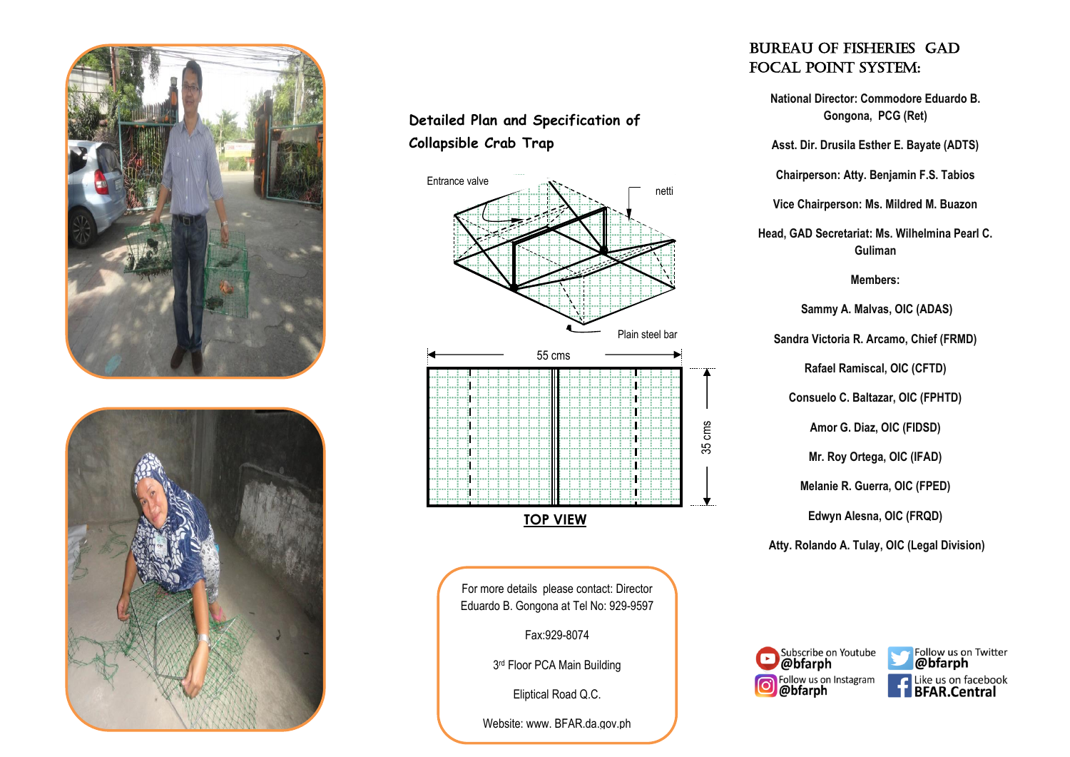## Detailed Plan and Specification of Collapsible Crab Trap

Entrance valve

netti

Plain steel bar

55 cms

35 cms

TOP VIEW

For more details please contact: Director Eduardo B. Gongona at Tel No: 929-9597

Fax:929-8074

3rd Floor PCA Main Building

Eliptical Road Q.C.

Website: www. BFAR.da.gov.ph

## BUREAU OF FISHERIES GAD FOCAL POINT SYSTEM:

**National Director: Commodore Eduardo B. Gongona, PCG (Ret)**

**Asst. Dir. Drusila Esther E. Bayate (ADTS)**

**Chairperson: Atty. Benjamin F.S. Tabios**

**Vice Chairperson: Ms. Mildred M. Buazon**

**Head, GAD Secretariat: Ms. Wilhelmina Pearl C. Guliman**

**Members:**

**Sammy A. Malvas, OIC (ADAS)**

**Sandra Victoria R. Arcamo, Chief (FRMD)**

**Rafael Ramiscal, OIC (CFTD)**

**Consuelo C. Baltazar, OIC (FPHTD)**

**Amor G. Diaz, OIC (FIDSD)**

**Mr. Roy Ortega, OIC (IFAD)**

**Melanie R. Guerra, OIC (FPED)**

**Edwyn Alesna, OIC (FRQD)**

**Atty. Rolando A. Tulay, OIC (Legal Division)**

Subscribe on Youtube **@bfarph**

Follow us on Twitter **@bfarph**

Follow us on Instagram **@bfarph**

Like us on facebook **BFAR.Central**